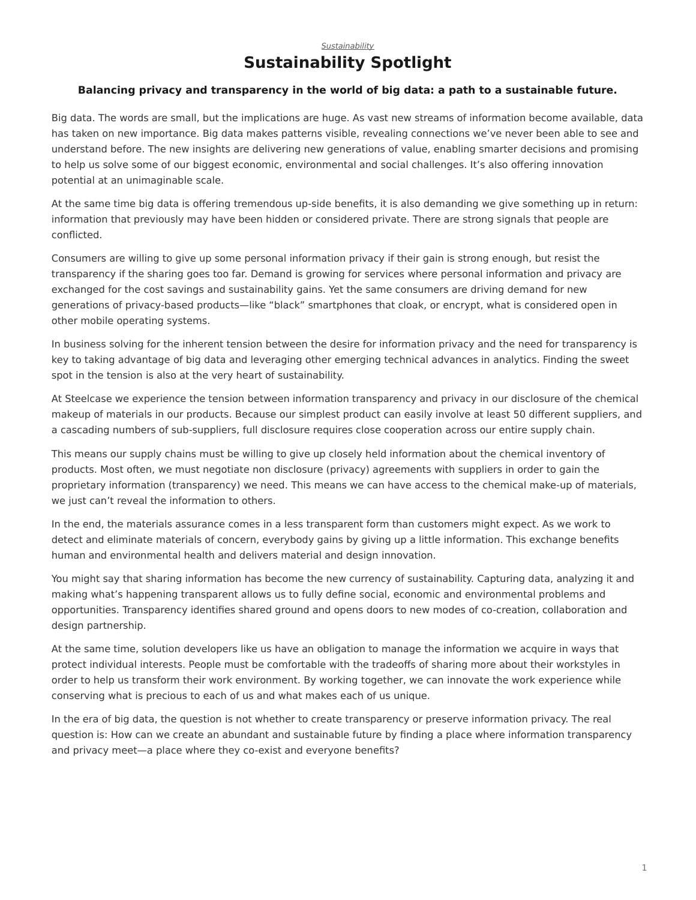*Sustainability*

# Sustainability Spotlight

**Balancing privacy and transparency in the world of big data: a path to a sustainable future.**

Big data. The words are small, but the implications are huge. As vast new streams of information become available, data has taken on new importance. Big data makes patterns visible, revealing connections we've never been able to see and understand before. The new insights are delivering new generations of value, enabling smarter decisions and promising to help us solve some of our biggest economic, environmental and social challenges. It's also offering innovation potential at an unimaginable scale.

At the same time big data is offering tremendous up-side benefits, it is also demanding we give something up in return: information that previously may have been hidden or considered private. There are strong signals that people are conflicted.

Consumers are willing to give up some personal information privacy if their gain is strong enough, but resist the transparency if the sharing goes too far. Demand is growing for services where personal information and privacy are exchanged for the cost savings and sustainability gains. Yet the same consumers are driving demand for new generations of privacy-based products—like "black" smartphones that cloak, or encrypt, what is considered open in other mobile operating systems.

In business solving for the inherent tension between the desire for information privacy and the need for transparency is key to taking advantage of big data and leveraging other emerging technical advances in analytics. Finding the sweet spot in the tension is also at the very heart of sustainability.

At Steelcase we experience the tension between information transparency and privacy in our disclosure of the chemical makeup of materials in our products. Because our simplest product can easily involve at least 50 different suppliers, and a cascading numbers of sub-suppliers, full disclosure requires close cooperation across our entire supply chain.

This means our supply chains must be willing to give up closely held information about the chemical inventory of products. Most often, we must negotiate non disclosure (privacy) agreements with suppliers in order to gain the proprietary information (transparency) we need. This means we can have access to the chemical make-up of materials, we just can't reveal the information to others.

In the end, the materials assurance comes in a less transparent form than customers might expect. As we work to detect and eliminate materials of concern, everybody gains by giving up a little information. This exchange benefits human and environmental health and delivers material and design innovation.

You might say that sharing information has become the new currency of sustainability. Capturing data, analyzing it and making what's happening transparent allows us to fully define social, economic and environmental problems and opportunities. Transparency identifies shared ground and opens doors to new modes of co-creation, collaboration and design partnership.

At the same time, solution developers like us have an obligation to manage the information we acquire in ways that protect individual interests. People must be comfortable with the tradeoffs of sharing more about their workstyles in order to help us transform their work environment. By working together, we can innovate the work experience while conserving what is precious to each of us and what makes each of us unique.

In the era of big data, the question is not whether to create transparency or preserve information privacy. The real question is: How can we create an abundant and sustainable future by finding a place where information transparency and privacy meet—a place where they co-exist and everyone benefits?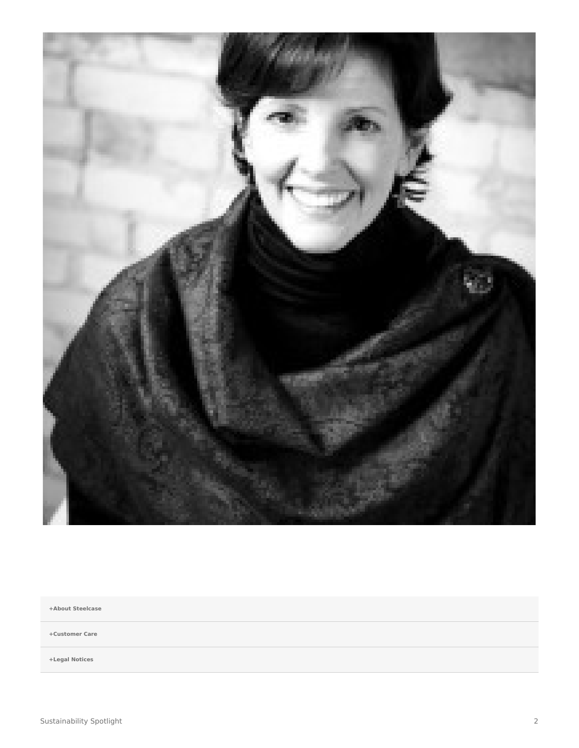+About Steelcase

+Customer Care

+Legal Notices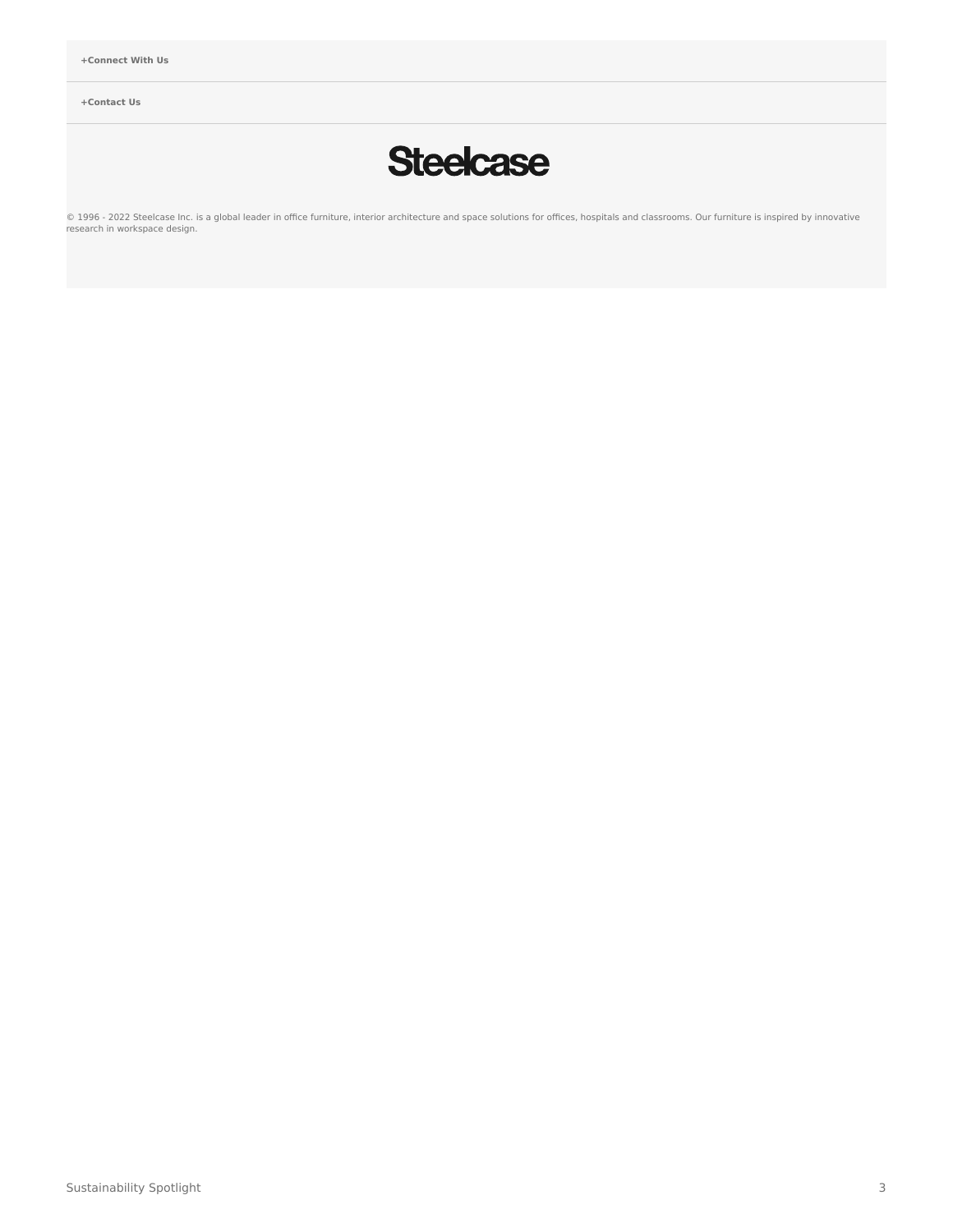+Connect With Us

+Contact Us

Steelcase

© 1996 - 2022 Steelcase Inc. is a global leader in office furniture, interior architecture and space solutions for offices, hospitals and classrooms. Our furniture is inspired by innovative research in workspace design.